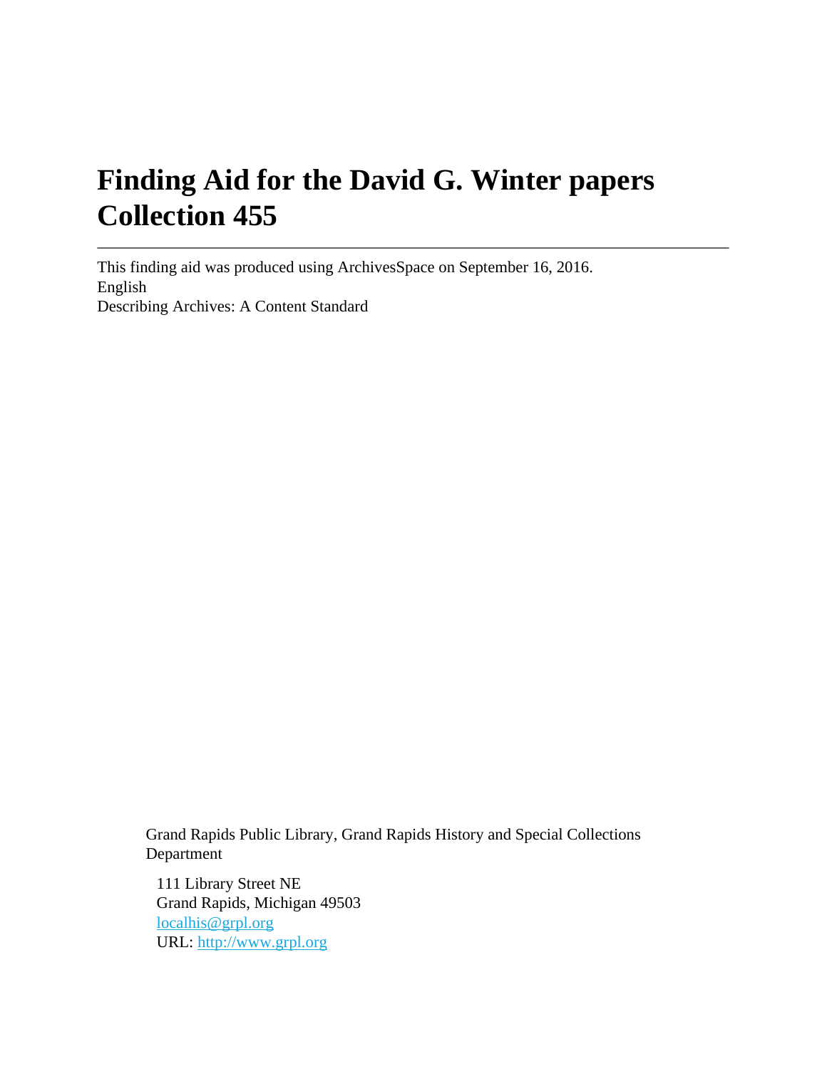# Finding Aid for the David G. Winter papers Collection 455

---

This finding aid was produced using ArchivesSpace on September 16, 2016.
English
Describing Archives: A Content Standard

Grand Rapids Public Library, Grand Rapids History and Special Collections Department

111 Library Street NE
Grand Rapids, Michigan 49503
localhis@grpl.org
URL: http://www.grpl.org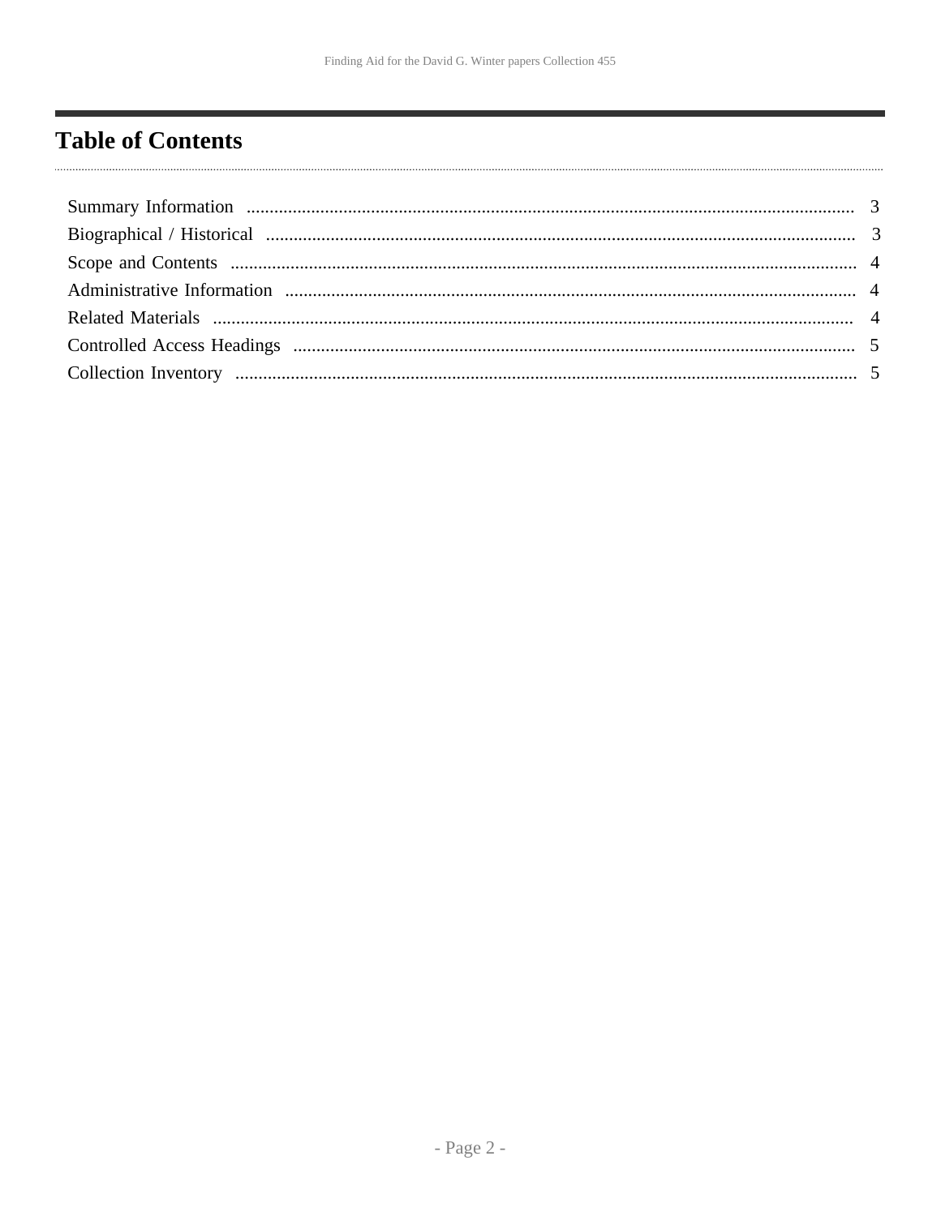# Table of Contents

Summary Information ..................................................................................................................................... 3
Biographical / Historical ................................................................................................................................ 3
Scope and Contents ....................................................................................................................................... 4
Administrative Information ............................................................................................................................ 4
Related Materials ........................................................................................................................................... 4
Controlled Access Headings .......................................................................................................................... 5
Collection Inventory ...................................................................................................................................... 5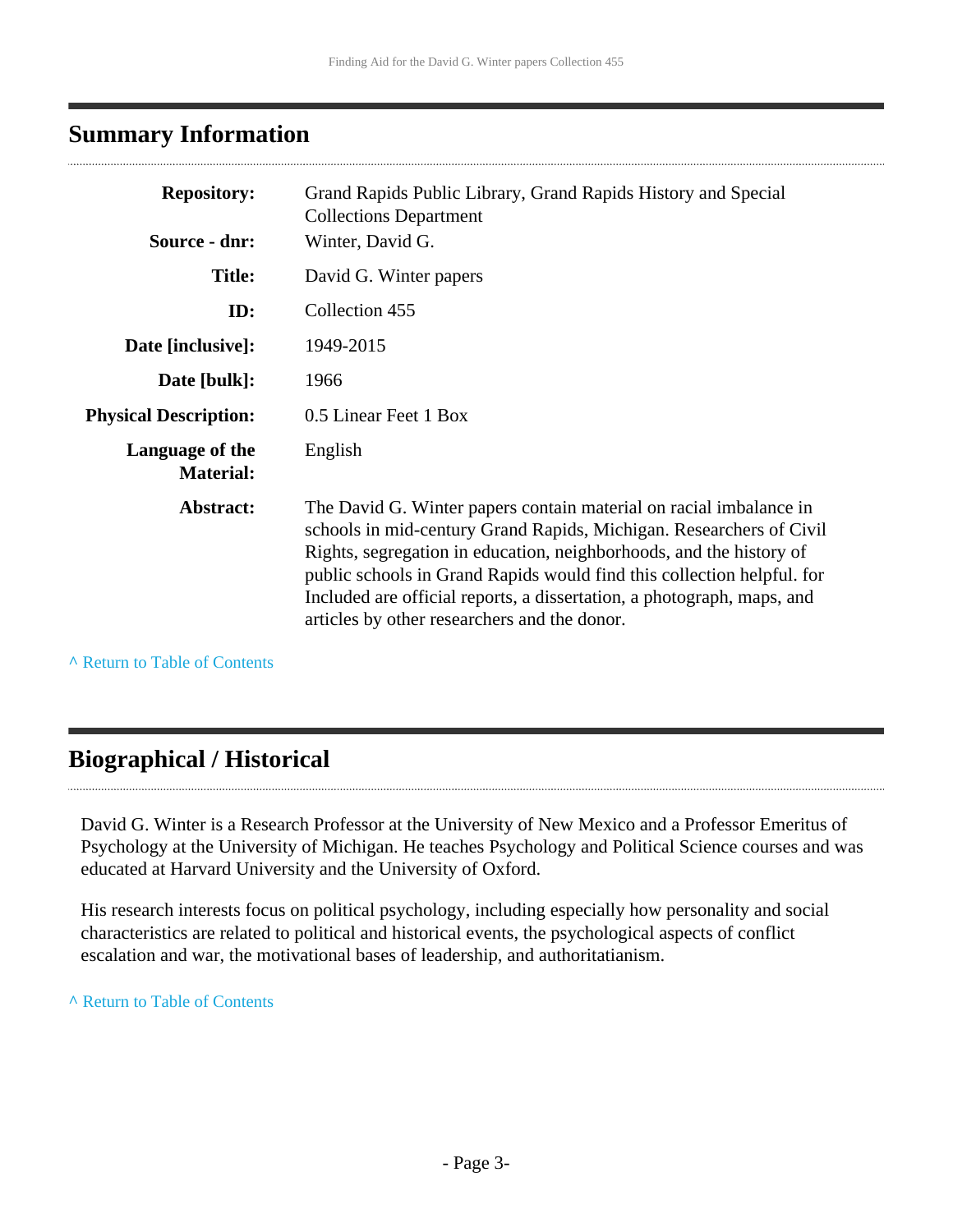## Summary Information

| | |
|---|---|
| **Repository:** | Grand Rapids Public Library, Grand Rapids History and Special Collections Department |
| **Source - dnr:** | Winter, David G. |
| **Title:** | David G. Winter papers |
| **ID:** | Collection 455 |
| **Date [inclusive]:** | 1949-2015 |
| **Date [bulk]:** | 1966 |
| **Physical Description:** | 0.5 Linear Feet 1 Box |
| **Language of the Material:** | English |
| **Abstract:** | The David G. Winter papers contain material on racial imbalance in schools in mid-century Grand Rapids, Michigan. Researchers of Civil Rights, segregation in education, neighborhoods, and the history of public schools in Grand Rapids would find this collection helpful. for Included are official reports, a dissertation, a photograph, maps, and articles by other researchers and the donor. |

^ Return to Table of Contents

## Biographical / Historical

David G. Winter is a Research Professor at the University of New Mexico and a Professor Emeritus of Psychology at the University of Michigan. He teaches Psychology and Political Science courses and was educated at Harvard University and the University of Oxford.

His research interests focus on political psychology, including especially how personality and social characteristics are related to political and historical events, the psychological aspects of conflict escalation and war, the motivational bases of leadership, and authoritatianism.

^ Return to Table of Contents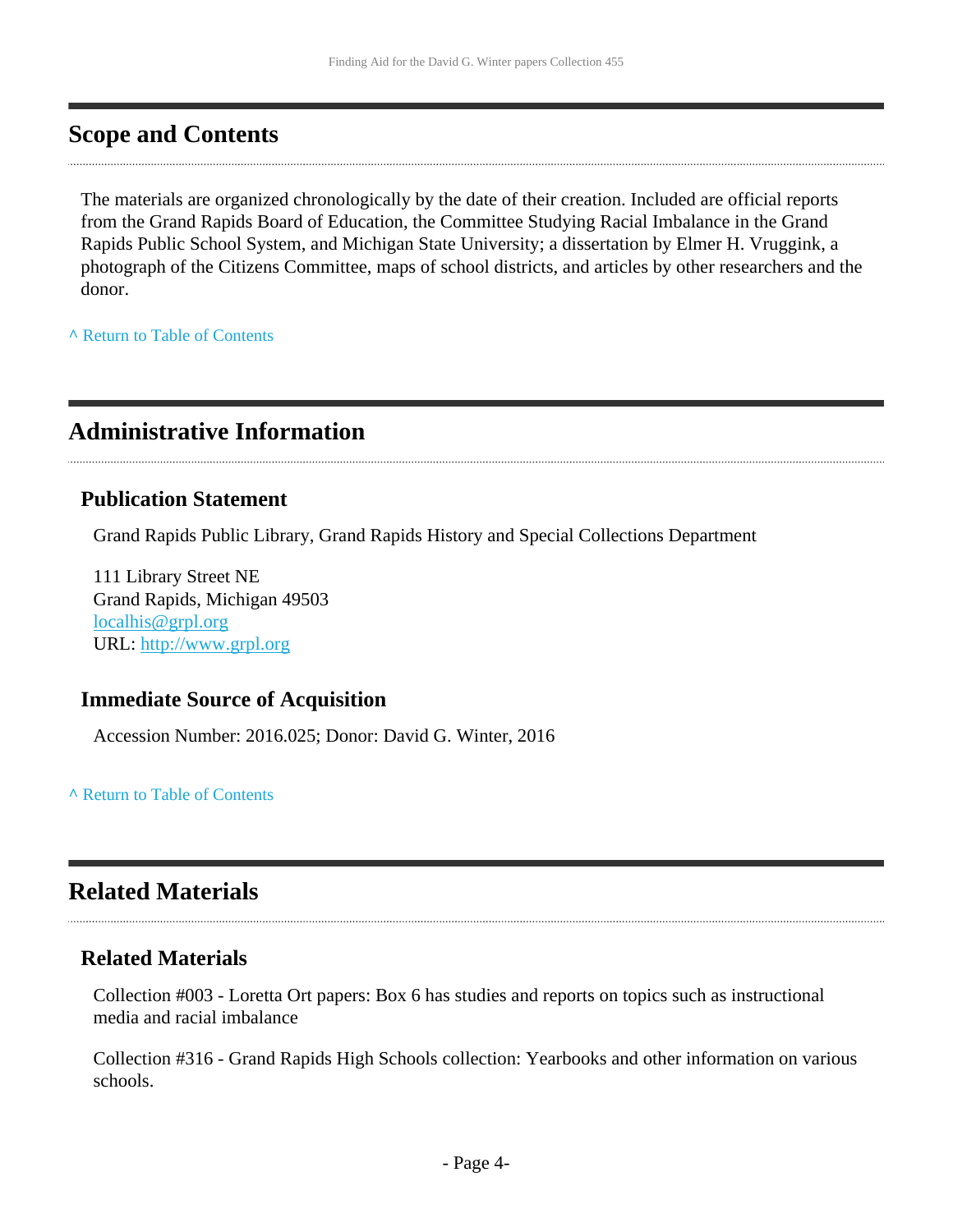## Scope and Contents

The materials are organized chronologically by the date of their creation. Included are official reports from the Grand Rapids Board of Education, the Committee Studying Racial Imbalance in the Grand Rapids Public School System, and Michigan State University; a dissertation by Elmer H. Vruggink, a photograph of the Citizens Committee, maps of school districts, and articles by other researchers and the donor.

^ Return to Table of Contents

## Administrative Information

### Publication Statement

Grand Rapids Public Library, Grand Rapids History and Special Collections Department

111 Library Street NE
Grand Rapids, Michigan 49503
localhis@grpl.org
URL: http://www.grpl.org

### Immediate Source of Acquisition

Accession Number: 2016.025; Donor: David G. Winter, 2016

^ Return to Table of Contents

## Related Materials

### Related Materials

Collection #003 - Loretta Ort papers: Box 6 has studies and reports on topics such as instructional media and racial imbalance

Collection #316 - Grand Rapids High Schools collection: Yearbooks and other information on various schools.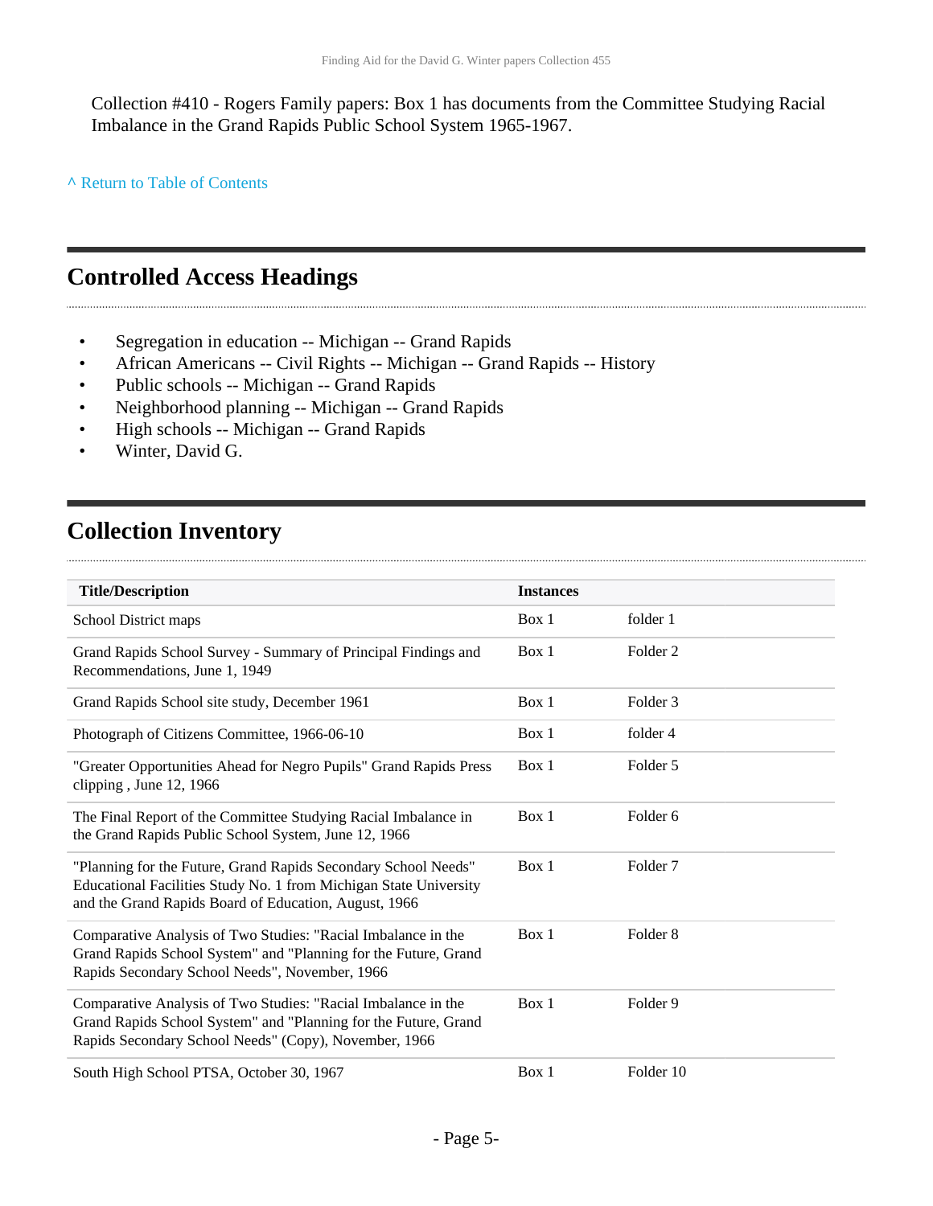Collection #410 - Rogers Family papers: Box 1 has documents from the Committee Studying Racial Imbalance in the Grand Rapids Public School System 1965-1967.

^ Return to Table of Contents

## Controlled Access Headings

- Segregation in education -- Michigan -- Grand Rapids
- African Americans -- Civil Rights -- Michigan -- Grand Rapids -- History
- Public schools -- Michigan -- Grand Rapids
- Neighborhood planning -- Michigan -- Grand Rapids
- High schools -- Michigan -- Grand Rapids
- Winter, David G.

## Collection Inventory

| Title/Description | Instances | |
|---|---|---|
| School District maps | Box 1 | folder 1 |
| Grand Rapids School Survey - Summary of Principal Findings and Recommendations, June 1, 1949 | Box 1 | Folder 2 |
| Grand Rapids School site study, December 1961 | Box 1 | Folder 3 |
| Photograph of Citizens Committee, 1966-06-10 | Box 1 | folder 4 |
| "Greater Opportunities Ahead for Negro Pupils" Grand Rapids Press clipping , June 12, 1966 | Box 1 | Folder 5 |
| The Final Report of the Committee Studying Racial Imbalance in the Grand Rapids Public School System, June 12, 1966 | Box 1 | Folder 6 |
| "Planning for the Future, Grand Rapids Secondary School Needs" Educational Facilities Study No. 1 from Michigan State University and the Grand Rapids Board of Education, August, 1966 | Box 1 | Folder 7 |
| Comparative Analysis of Two Studies: "Racial Imbalance in the Grand Rapids School System" and "Planning for the Future, Grand Rapids Secondary School Needs", November, 1966 | Box 1 | Folder 8 |
| Comparative Analysis of Two Studies: "Racial Imbalance in the Grand Rapids School System" and "Planning for the Future, Grand Rapids Secondary School Needs" (Copy), November, 1966 | Box 1 | Folder 9 |
| South High School PTSA, October 30, 1967 | Box 1 | Folder 10 |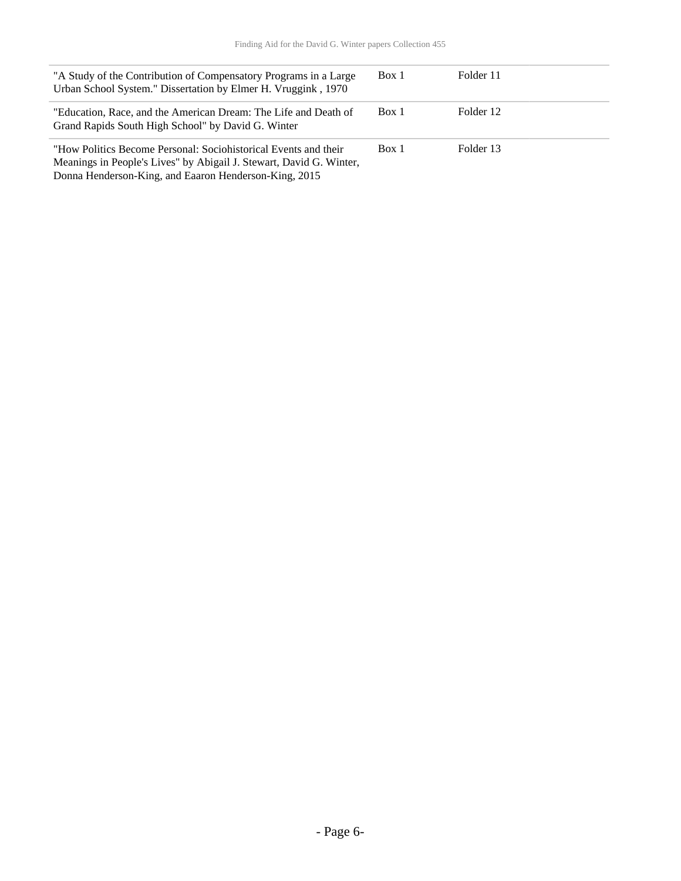| | | |
|---|---|---|
| "A Study of the Contribution of Compensatory Programs in a Large Urban School System." Dissertation by Elmer H. Vruggink , 1970 | Box 1 | Folder 11 |
| "Education, Race, and the American Dream: The Life and Death of Grand Rapids South High School" by David G. Winter | Box 1 | Folder 12 |
| "How Politics Become Personal: Sociohistorical Events and their Meanings in People's Lives" by Abigail J. Stewart, David G. Winter, Donna Henderson-King, and Eaaron Henderson-King, 2015 | Box 1 | Folder 13 |